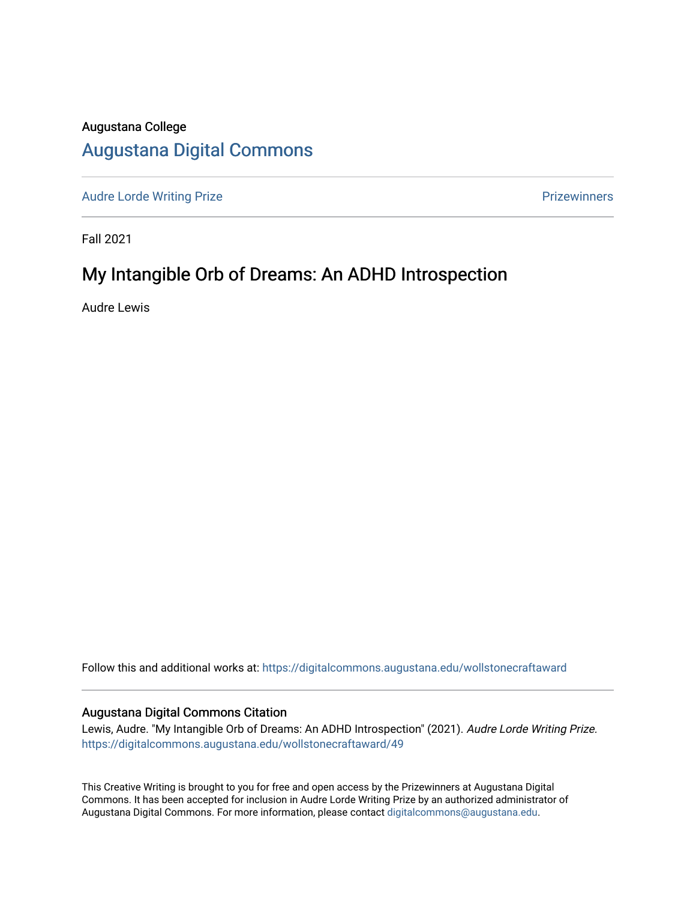Augustana College

# Augustana Digital Commons

Audre Lorde Writing Prize | Prizewinners

Fall 2021

## My Intangible Orb of Dreams: An ADHD Introspection

Audre Lewis

Follow this and additional works at: https://digitalcommons.augustana.edu/wollstonecraftaward

### Augustana Digital Commons Citation

Lewis, Audre. "My Intangible Orb of Dreams: An ADHD Introspection" (2021). *Audre Lorde Writing Prize.* https://digitalcommons.augustana.edu/wollstonecraftaward/49

This Creative Writing is brought to you for free and open access by the Prizewinners at Augustana Digital Commons. It has been accepted for inclusion in Audre Lorde Writing Prize by an authorized administrator of Augustana Digital Commons. For more information, please contact digitalcommons@augustana.edu.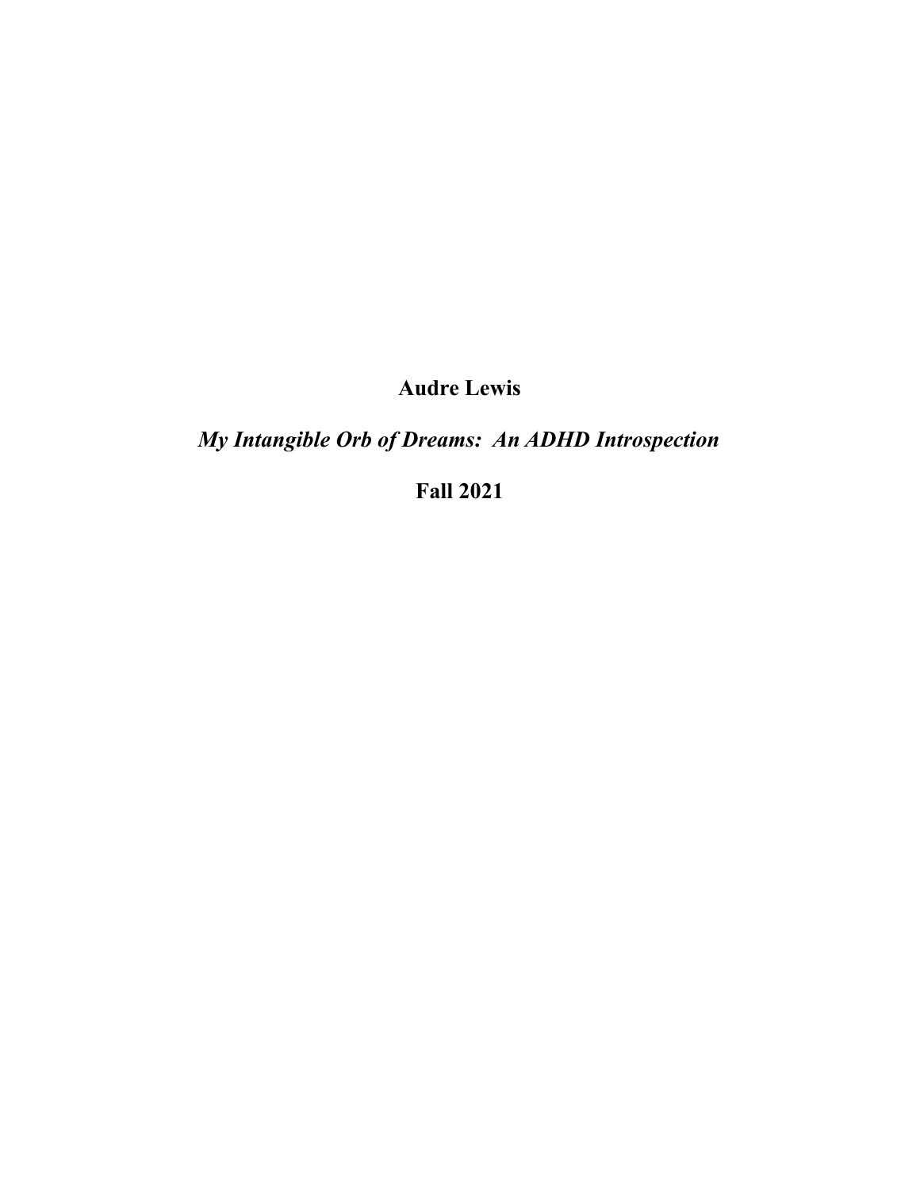**Audre Lewis**

***My Intangible Orb of Dreams: An ADHD Introspection***

**Fall 2021**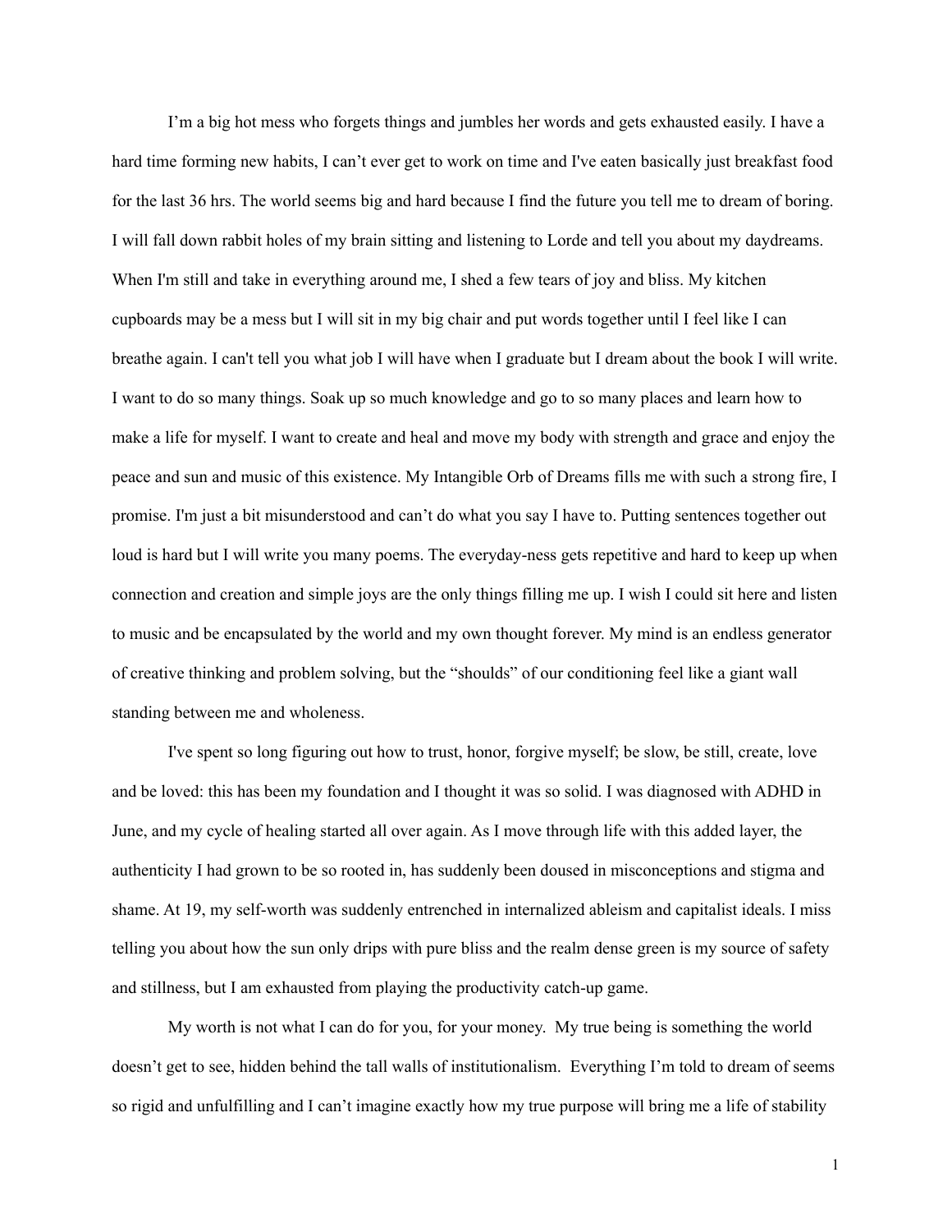I'm a big hot mess who forgets things and jumbles her words and gets exhausted easily. I have a hard time forming new habits, I can't ever get to work on time and I've eaten basically just breakfast food for the last 36 hrs. The world seems big and hard because I find the future you tell me to dream of boring. I will fall down rabbit holes of my brain sitting and listening to Lorde and tell you about my daydreams. When I'm still and take in everything around me, I shed a few tears of joy and bliss. My kitchen cupboards may be a mess but I will sit in my big chair and put words together until I feel like I can breathe again. I can't tell you what job I will have when I graduate but I dream about the book I will write. I want to do so many things. Soak up so much knowledge and go to so many places and learn how to make a life for myself. I want to create and heal and move my body with strength and grace and enjoy the peace and sun and music of this existence. My Intangible Orb of Dreams fills me with such a strong fire, I promise. I'm just a bit misunderstood and can't do what you say I have to. Putting sentences together out loud is hard but I will write you many poems. The everyday-ness gets repetitive and hard to keep up when connection and creation and simple joys are the only things filling me up. I wish I could sit here and listen to music and be encapsulated by the world and my own thought forever. My mind is an endless generator of creative thinking and problem solving, but the "shoulds" of our conditioning feel like a giant wall standing between me and wholeness.

I've spent so long figuring out how to trust, honor, forgive myself; be slow, be still, create, love and be loved: this has been my foundation and I thought it was so solid. I was diagnosed with ADHD in June, and my cycle of healing started all over again. As I move through life with this added layer, the authenticity I had grown to be so rooted in, has suddenly been doused in misconceptions and stigma and shame. At 19, my self-worth was suddenly entrenched in internalized ableism and capitalist ideals. I miss telling you about how the sun only drips with pure bliss and the realm dense green is my source of safety and stillness, but I am exhausted from playing the productivity catch-up game.

My worth is not what I can do for you, for your money. My true being is something the world doesn't get to see, hidden behind the tall walls of institutionalism. Everything I'm told to dream of seems so rigid and unfulfilling and I can't imagine exactly how my true purpose will bring me a life of stability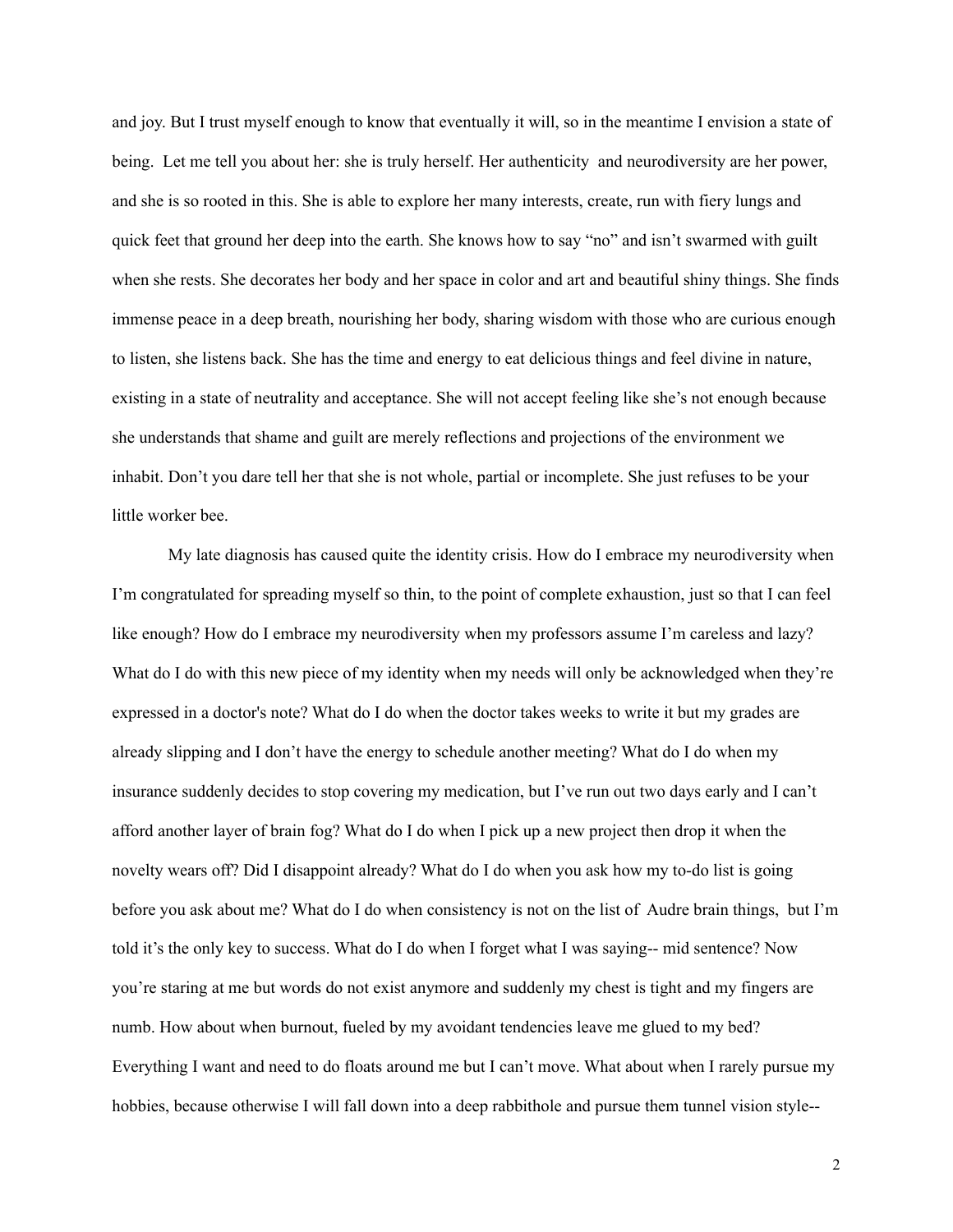and joy. But I trust myself enough to know that eventually it will, so in the meantime I envision a state of being. Let me tell you about her: she is truly herself. Her authenticity and neurodiversity are her power, and she is so rooted in this. She is able to explore her many interests, create, run with fiery lungs and quick feet that ground her deep into the earth. She knows how to say "no" and isn't swarmed with guilt when she rests. She decorates her body and her space in color and art and beautiful shiny things. She finds immense peace in a deep breath, nourishing her body, sharing wisdom with those who are curious enough to listen, she listens back. She has the time and energy to eat delicious things and feel divine in nature, existing in a state of neutrality and acceptance. She will not accept feeling like she's not enough because she understands that shame and guilt are merely reflections and projections of the environment we inhabit. Don't you dare tell her that she is not whole, partial or incomplete. She just refuses to be your little worker bee.

My late diagnosis has caused quite the identity crisis. How do I embrace my neurodiversity when I'm congratulated for spreading myself so thin, to the point of complete exhaustion, just so that I can feel like enough? How do I embrace my neurodiversity when my professors assume I'm careless and lazy? What do I do with this new piece of my identity when my needs will only be acknowledged when they're expressed in a doctor's note? What do I do when the doctor takes weeks to write it but my grades are already slipping and I don't have the energy to schedule another meeting? What do I do when my insurance suddenly decides to stop covering my medication, but I've run out two days early and I can't afford another layer of brain fog? What do I do when I pick up a new project then drop it when the novelty wears off? Did I disappoint already? What do I do when you ask how my to-do list is going before you ask about me? What do I do when consistency is not on the list of Audre brain things, but I'm told it's the only key to success. What do I do when I forget what I was saying-- mid sentence? Now you're staring at me but words do not exist anymore and suddenly my chest is tight and my fingers are numb. How about when burnout, fueled by my avoidant tendencies leave me glued to my bed? Everything I want and need to do floats around me but I can't move. What about when I rarely pursue my hobbies, because otherwise I will fall down into a deep rabbithole and pursue them tunnel vision style--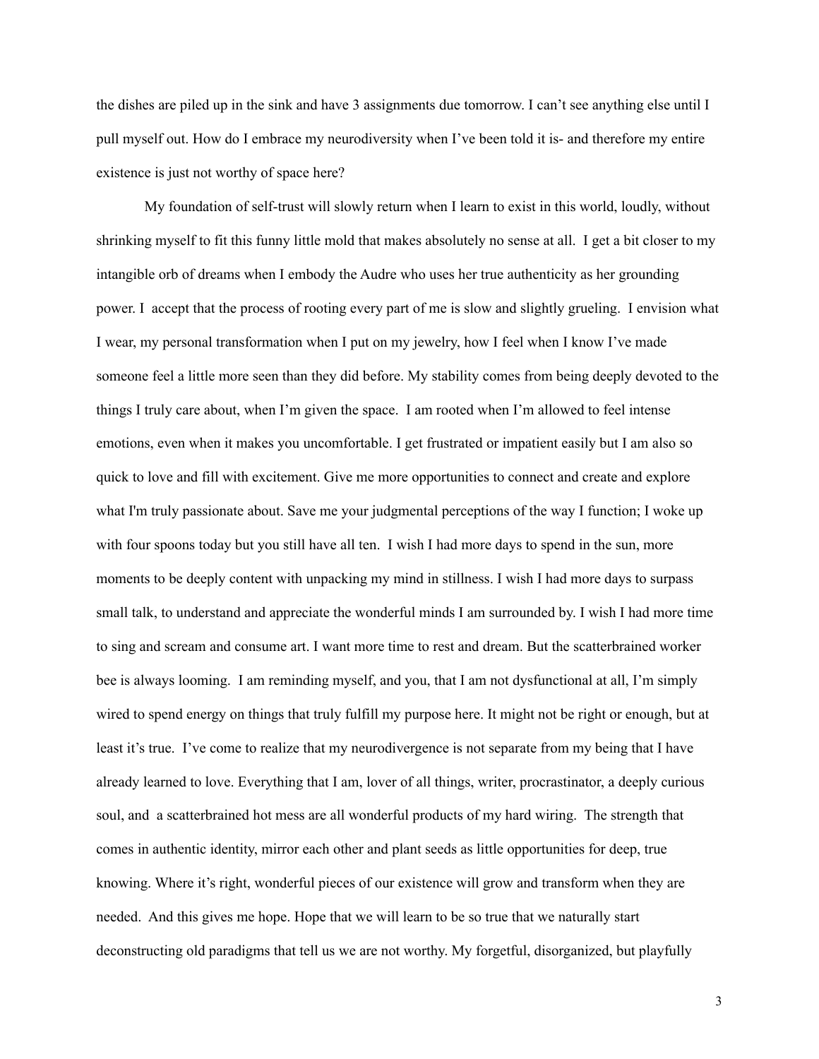the dishes are piled up in the sink and have 3 assignments due tomorrow. I can't see anything else until I pull myself out. How do I embrace my neurodiversity when I've been told it is- and therefore my entire existence is just not worthy of space here?

My foundation of self-trust will slowly return when I learn to exist in this world, loudly, without shrinking myself to fit this funny little mold that makes absolutely no sense at all. I get a bit closer to my intangible orb of dreams when I embody the Audre who uses her true authenticity as her grounding power. I accept that the process of rooting every part of me is slow and slightly grueling. I envision what I wear, my personal transformation when I put on my jewelry, how I feel when I know I've made someone feel a little more seen than they did before. My stability comes from being deeply devoted to the things I truly care about, when I'm given the space. I am rooted when I'm allowed to feel intense emotions, even when it makes you uncomfortable. I get frustrated or impatient easily but I am also so quick to love and fill with excitement. Give me more opportunities to connect and create and explore what I'm truly passionate about. Save me your judgmental perceptions of the way I function; I woke up with four spoons today but you still have all ten. I wish I had more days to spend in the sun, more moments to be deeply content with unpacking my mind in stillness. I wish I had more days to surpass small talk, to understand and appreciate the wonderful minds I am surrounded by. I wish I had more time to sing and scream and consume art. I want more time to rest and dream. But the scatterbrained worker bee is always looming. I am reminding myself, and you, that I am not dysfunctional at all, I'm simply wired to spend energy on things that truly fulfill my purpose here. It might not be right or enough, but at least it's true. I've come to realize that my neurodivergence is not separate from my being that I have already learned to love. Everything that I am, lover of all things, writer, procrastinator, a deeply curious soul, and a scatterbrained hot mess are all wonderful products of my hard wiring. The strength that comes in authentic identity, mirror each other and plant seeds as little opportunities for deep, true knowing. Where it's right, wonderful pieces of our existence will grow and transform when they are needed. And this gives me hope. Hope that we will learn to be so true that we naturally start deconstructing old paradigms that tell us we are not worthy. My forgetful, disorganized, but playfully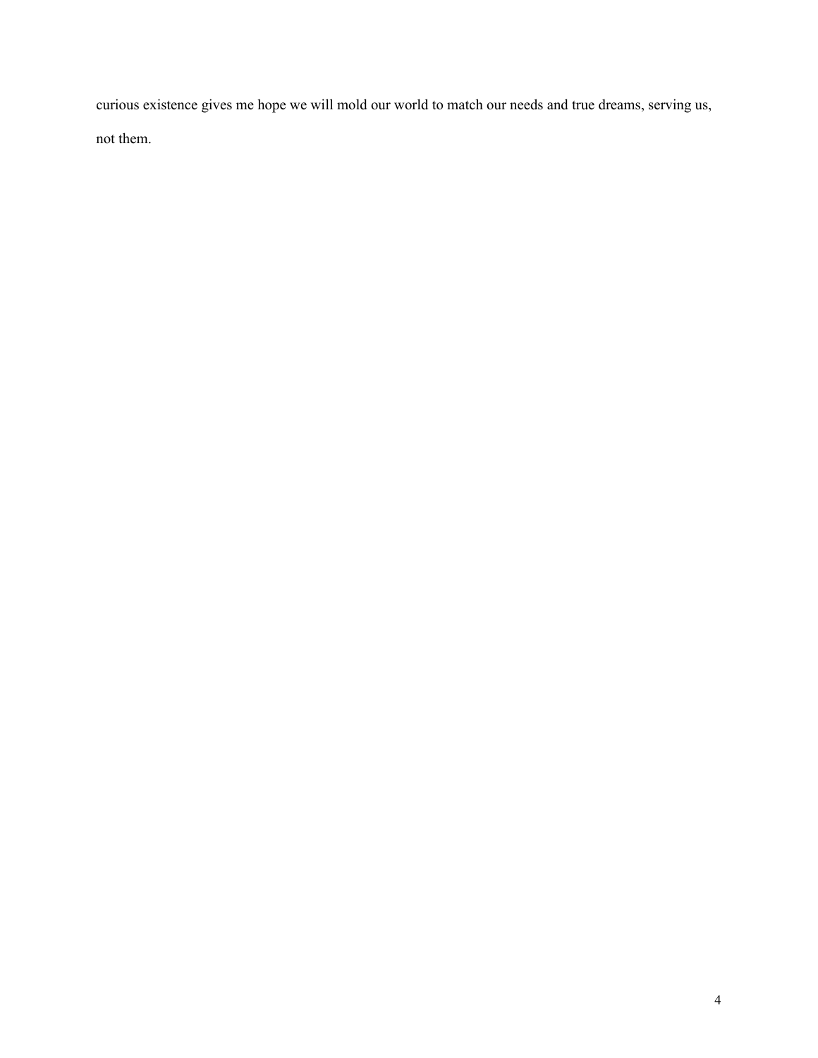curious existence gives me hope we will mold our world to match our needs and true dreams, serving us, not them.